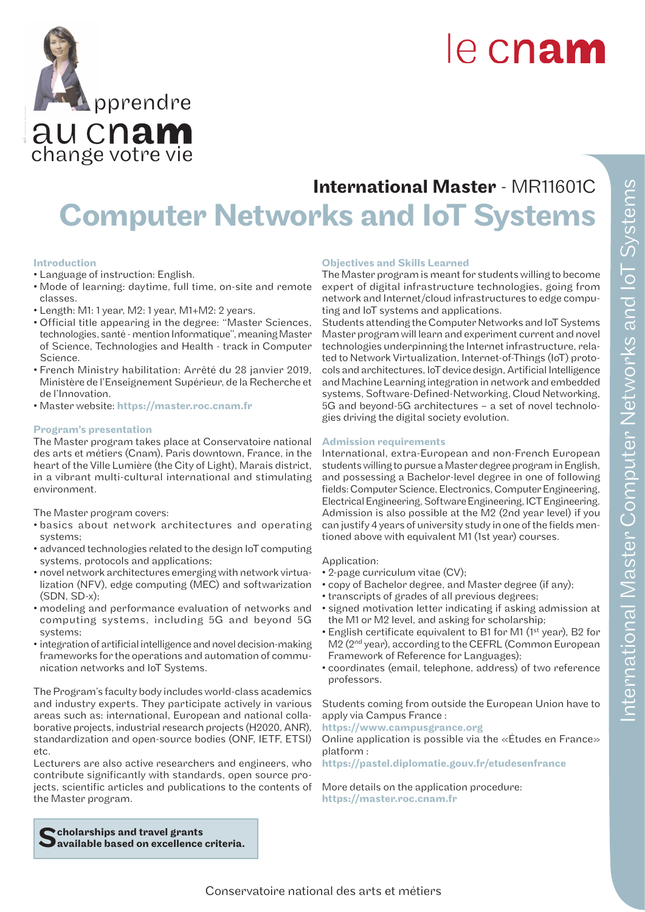Apprendre au cnam change votre vie

le cnam

# International Master - MR11601C
# Computer Networks and IoT Systems

### Introduction

- Language of instruction: English.
- Mode of learning: daytime, full time, on-site and remote classes.
- Length: M1: 1 year, M2: 1 year, M1+M2: 2 years.
- Official title appearing in the degree: "Master Sciences, technologies, santé - mention Informatique", meaning Master of Science, Technologies and Health - track in Computer Science.
- French Ministry habilitation: Arrêté du 28 janvier 2019, Ministère de l'Enseignement Supérieur, de la Recherche et de l'Innovation.
- Master website: **https://master.roc.cnam.fr**

### Program's presentation

The Master program takes place at Conservatoire national des arts et métiers (Cnam), Paris downtown, France, in the heart of the Ville Lumière (the City of Light), Marais district, in a vibrant multi-cultural international and stimulating environment.

The Master program covers:

- basics about network architectures and operating systems;
- advanced technologies related to the design IoT computing systems, protocols and applications;
- novel network architectures emerging with network virtualization (NFV), edge computing (MEC) and softwarization (SDN, SD-x);
- modeling and performance evaluation of networks and computing systems, including 5G and beyond 5G systems;
- integration of artificial intelligence and novel decision-making frameworks for the operations and automation of communication networks and IoT Systems.

The Program's faculty body includes world-class academics and industry experts. They participate actively in various areas such as: international, European and national collaborative projects, industrial research projects (H2020, ANR), standardization and open-source bodies (ONF, IETF, ETSI) etc.

Lecturers are also active researchers and engineers, who contribute significantly with standards, open source projects, scientific articles and publications to the contents of the Master program.

**Scholarships and travel grants available based on excellence criteria.**

### Objectives and Skills Learned

The Master program is meant for students willing to become expert of digital infrastructure technologies, going from network and Internet/cloud infrastructures to edge computing and IoT systems and applications.

Students attending the Computer Networks and IoT Systems Master program will learn and experiment current and novel technologies underpinning the Internet infrastructure, related to Network Virtualization, Internet-of-Things (IoT) protocols and architectures, IoT device design, Artificial Intelligence and Machine Learning integration in network and embedded systems, Software-Defined-Networking, Cloud Networking, 5G and beyond-5G architectures – a set of novel technologies driving the digital society evolution.

### Admission requirements

International, extra-European and non-French European students willing to pursue a Master degree program in English, and possessing a Bachelor-level degree in one of following fields: Computer Science, Electronics, Computer Engineering, Electrical Engineering, Software Engineering, ICT Engineering. Admission is also possible at the M2 (2nd year level) if you can justify 4 years of university study in one of the fields mentioned above with equivalent M1 (1st year) courses.

Application:

- 2-page curriculum vitae (CV);
- copy of Bachelor degree, and Master degree (if any);
- transcripts of grades of all previous degrees;
- signed motivation letter indicating if asking admission at the M1 or M2 level, and asking for scholarship;
- English certificate equivalent to B1 for M1 (1st year), B2 for M2 (2nd year), according to the CEFRL (Common European Framework of Reference for Languages);
- coordinates (email, telephone, address) of two reference professors.

Students coming from outside the European Union have to apply via Campus France :
**https://www.campusgrance.org**
Online application is possible via the «Études en France» platform :
**https://pastel.diplomatie.gouv.fr/etudesenfrance**

More details on the application procedure:
**https://master.roc.cnam.fr**

Conservatoire national des arts et métiers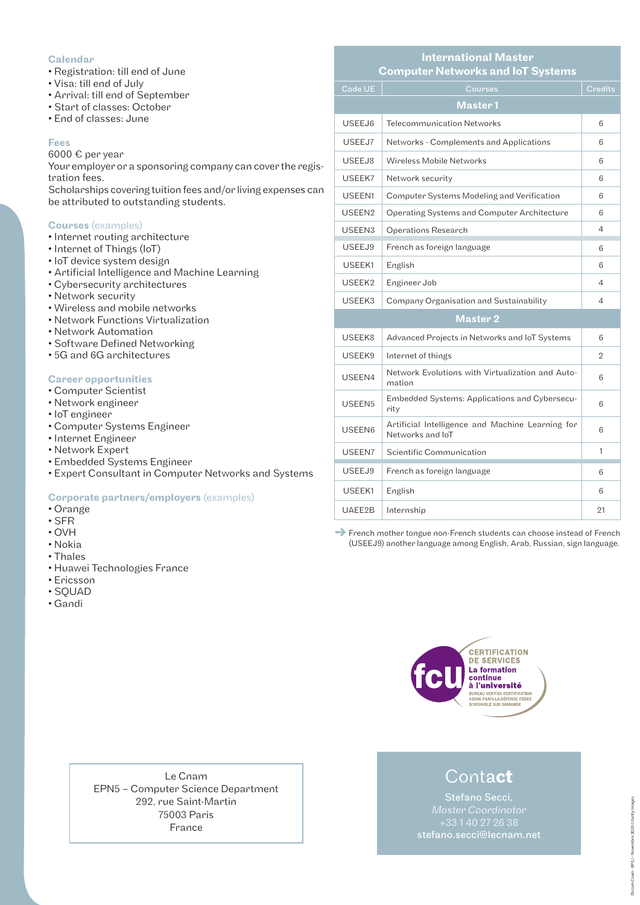### Calendar

- Registration: till end of June
- Visa: till end of July
- Arrival: till end of September
- Start of classes: October
- End of classes: June

### Fees

6000 € per year

Your employer or a sponsoring company can cover the registration fees.

Scholarships covering tuition fees and/or living expenses can be attributed to outstanding students.

### Courses (examples)

- Internet routing architecture
- Internet of Things (IoT)
- IoT device system design
- Artificial Intelligence and Machine Learning
- Cybersecurity architectures
- Network security
- Wireless and mobile networks
- Network Functions Virtualization
- Network Automation
- Software Defined Networking
- 5G and 6G architectures

### Career opportunities

- Computer Scientist
- Network engineer
- IoT engineer
- Computer Systems Engineer
- Internet Engineer
- Network Expert
- Embedded Systems Engineer
- Expert Consultant in Computer Networks and Systems

### Corporate partners/employers (examples)

- Orange
- SFR
- OVH
- Nokia
- Thales
- Huawei Technologies France
- Ericsson
- SQUAD
- Gandi

## International Master Computer Networks and IoT Systems

| Code UE | Courses | Credits |
|---|---|---|
| **Master 1** | | |
| USEEJ6 | Telecommunication Networks | 6 |
| USEEJ7 | Networks - Complements and Applications | 6 |
| USEEJ8 | Wireless Mobile Networks | 6 |
| USEEK7 | Network security | 6 |
| USEEN1 | Computer Systems Modeling and Verification | 6 |
| USEEN2 | Operating Systems and Computer Architecture | 6 |
| USEEN3 | Operations Research | 4 |
| USEEJ9 | French as foreign language | 6 |
| USEEK1 | English | 6 |
| USEEK2 | Engineer Job | 4 |
| USEEK3 | Company Organisation and Sustainability | 4 |
| **Master 2** | | |
| USEEK8 | Advanced Projects in Networks and IoT Systems | 6 |
| USEEK9 | Internet of things | 2 |
| USEEN4 | Network Evolutions with Virtualization and Automation | 6 |
| USEEN5 | Embedded Systems: Applications and Cybersecurity | 6 |
| USEEN6 | Artificial Intelligence and Machine Learning for Networks and IoT | 6 |
| USEEN7 | Scientific Communication | 1 |
| USEEJ9 | French as foreign language | 6 |
| USEEK1 | English | 6 |
| UAEE2B | Internship | 21 |

➔ French mother tongue non-French students can choose instead of French (USEEJ9) another language among English, Arab, Russian, sign language.

fcu CERTIFICATION DE SERVICES
La formation continue à l'université
BUREAU VERITAS CERTIFICATION 92046 PARIS-LA-DÉFENSE CEDEX
DISPONIBLE SUR DEMANDE

Le Cnam
EPN5 – Computer Science Department
292, rue Saint-Martin
75003 Paris
France

## Contact

Stefano Secci,
*Master Coordinator*
+33 1 40 27 26 38
stefano.secci@lecnam.net